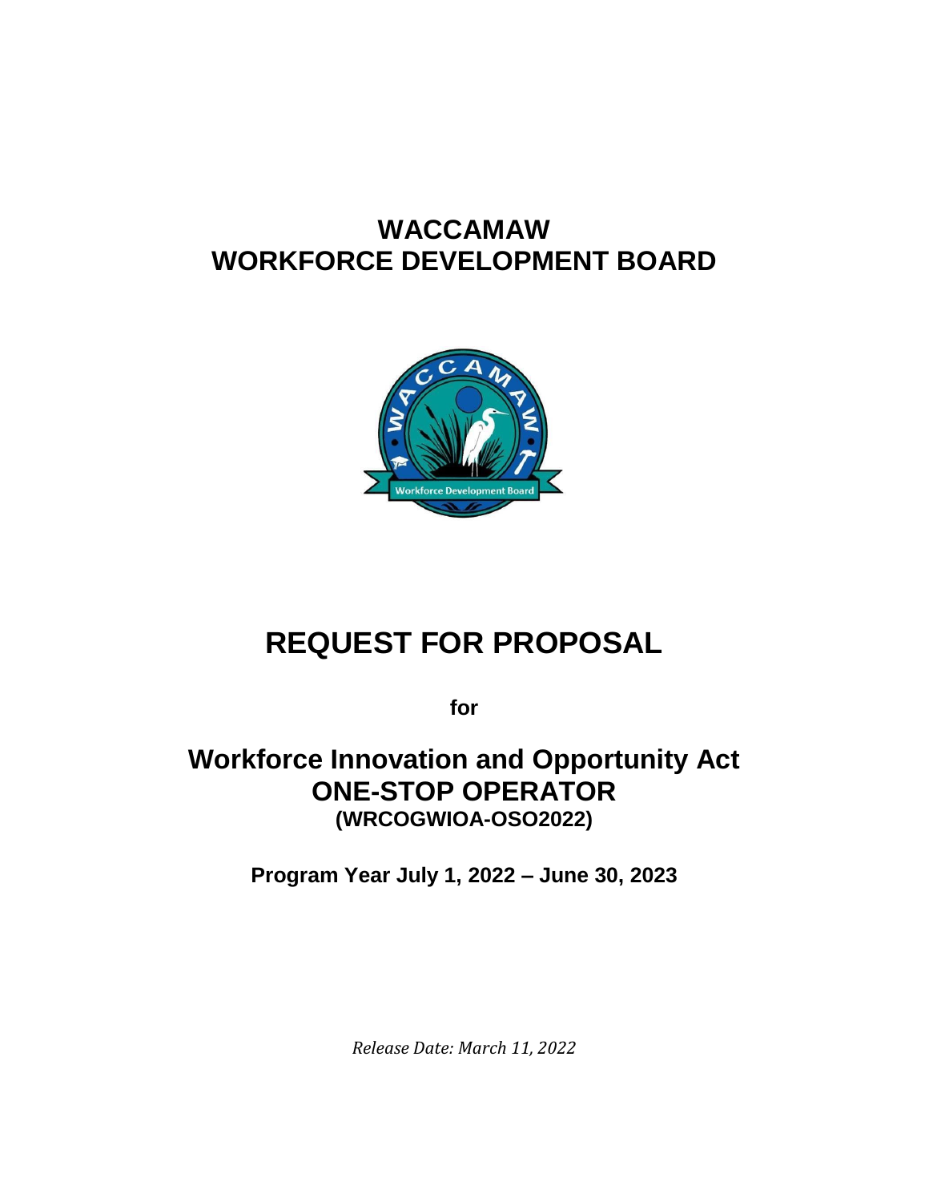# WACCAMAW WORKFORCE DEVELOPMENT BOARD

# REQUEST FOR PROPOSAL

**for**

## Workforce Innovation and Opportunity Act ONE-STOP OPERATOR

**(WRCOGWIOA-OSO2022)**

**Program Year July 1, 2022 – June 30, 2023**

*Release Date: March 11, 2022*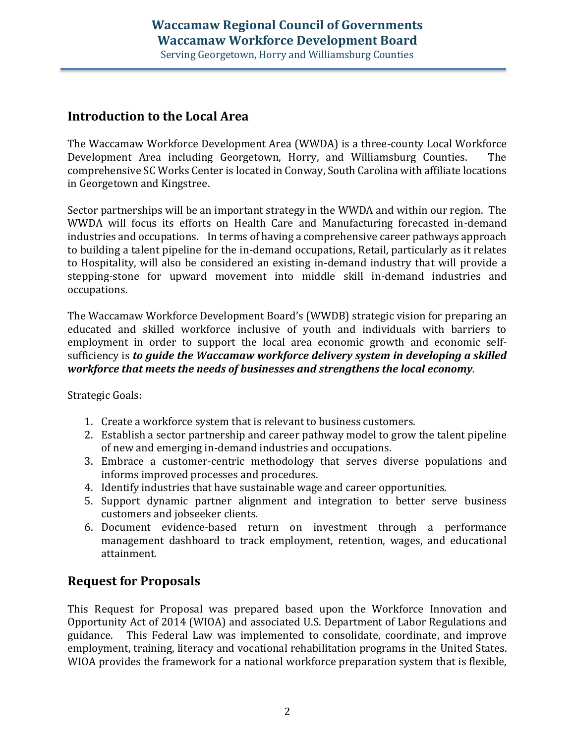## Introduction to the Local Area

The Waccamaw Workforce Development Area (WWDA) is a three-county Local Workforce Development Area including Georgetown, Horry, and Williamsburg Counties. The comprehensive SC Works Center is located in Conway, South Carolina with affiliate locations in Georgetown and Kingstree.

Sector partnerships will be an important strategy in the WWDA and within our region. The WWDA will focus its efforts on Health Care and Manufacturing forecasted in-demand industries and occupations. In terms of having a comprehensive career pathways approach to building a talent pipeline for the in-demand occupations, Retail, particularly as it relates to Hospitality, will also be considered an existing in-demand industry that will provide a stepping-stone for upward movement into middle skill in-demand industries and occupations.

The Waccamaw Workforce Development Board's (WWDB) strategic vision for preparing an educated and skilled workforce inclusive of youth and individuals with barriers to employment in order to support the local area economic growth and economic self-sufficiency is ***to guide the Waccamaw workforce delivery system in developing a skilled workforce that meets the needs of businesses and strengthens the local economy****.*

Strategic Goals:

1. Create a workforce system that is relevant to business customers.
2. Establish a sector partnership and career pathway model to grow the talent pipeline of new and emerging in-demand industries and occupations.
3. Embrace a customer-centric methodology that serves diverse populations and informs improved processes and procedures.
4. Identify industries that have sustainable wage and career opportunities.
5. Support dynamic partner alignment and integration to better serve business customers and jobseeker clients.
6. Document evidence-based return on investment through a performance management dashboard to track employment, retention, wages, and educational attainment.

## Request for Proposals

This Request for Proposal was prepared based upon the Workforce Innovation and Opportunity Act of 2014 (WIOA) and associated U.S. Department of Labor Regulations and guidance. This Federal Law was implemented to consolidate, coordinate, and improve employment, training, literacy and vocational rehabilitation programs in the United States. WIOA provides the framework for a national workforce preparation system that is flexible,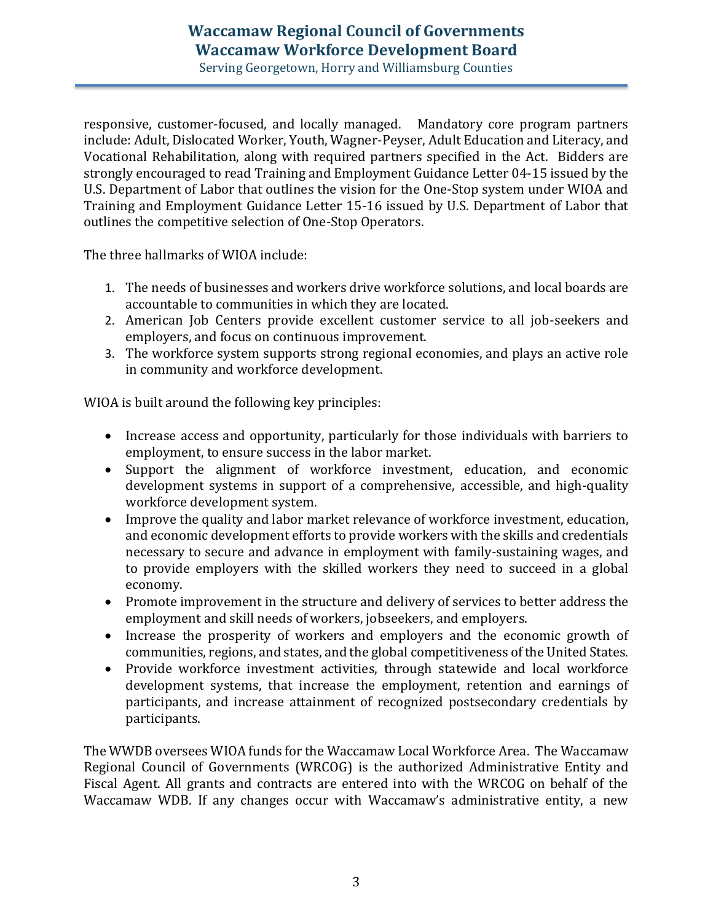responsive, customer-focused, and locally managed. Mandatory core program partners include: Adult, Dislocated Worker, Youth, Wagner-Peyser, Adult Education and Literacy, and Vocational Rehabilitation, along with required partners specified in the Act. Bidders are strongly encouraged to read Training and Employment Guidance Letter 04-15 issued by the U.S. Department of Labor that outlines the vision for the One-Stop system under WIOA and Training and Employment Guidance Letter 15-16 issued by U.S. Department of Labor that outlines the competitive selection of One-Stop Operators.

The three hallmarks of WIOA include:

1. The needs of businesses and workers drive workforce solutions, and local boards are accountable to communities in which they are located.
2. American Job Centers provide excellent customer service to all job-seekers and employers, and focus on continuous improvement.
3. The workforce system supports strong regional economies, and plays an active role in community and workforce development.

WIOA is built around the following key principles:

- Increase access and opportunity, particularly for those individuals with barriers to employment, to ensure success in the labor market.
- Support the alignment of workforce investment, education, and economic development systems in support of a comprehensive, accessible, and high-quality workforce development system.
- Improve the quality and labor market relevance of workforce investment, education, and economic development efforts to provide workers with the skills and credentials necessary to secure and advance in employment with family-sustaining wages, and to provide employers with the skilled workers they need to succeed in a global economy.
- Promote improvement in the structure and delivery of services to better address the employment and skill needs of workers, jobseekers, and employers.
- Increase the prosperity of workers and employers and the economic growth of communities, regions, and states, and the global competitiveness of the United States.
- Provide workforce investment activities, through statewide and local workforce development systems, that increase the employment, retention and earnings of participants, and increase attainment of recognized postsecondary credentials by participants.

The WWDB oversees WIOA funds for the Waccamaw Local Workforce Area. The Waccamaw Regional Council of Governments (WRCOG) is the authorized Administrative Entity and Fiscal Agent. All grants and contracts are entered into with the WRCOG on behalf of the Waccamaw WDB. If any changes occur with Waccamaw's administrative entity, a new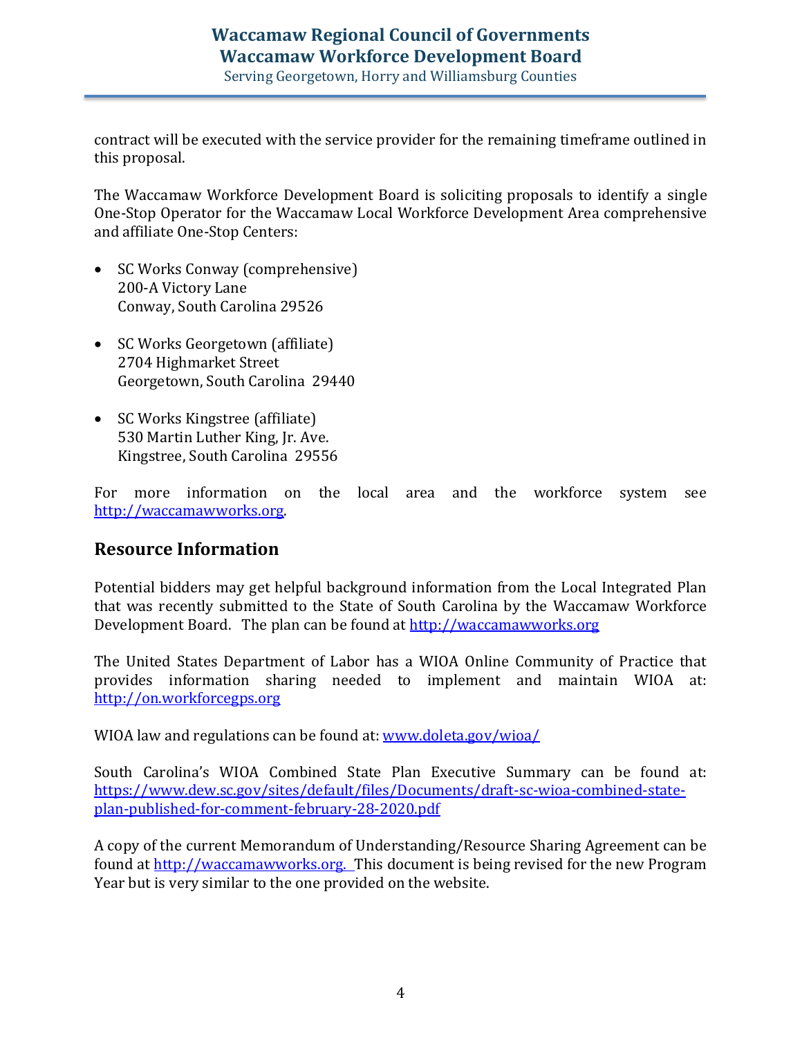contract will be executed with the service provider for the remaining timeframe outlined in this proposal.

The Waccamaw Workforce Development Board is soliciting proposals to identify a single One-Stop Operator for the Waccamaw Local Workforce Development Area comprehensive and affiliate One-Stop Centers:

- SC Works Conway (comprehensive)
  200-A Victory Lane
  Conway, South Carolina 29526

- SC Works Georgetown (affiliate)
  2704 Highmarket Street
  Georgetown, South Carolina 29440

- SC Works Kingstree (affiliate)
  530 Martin Luther King, Jr. Ave.
  Kingstree, South Carolina 29556

For more information on the local area and the workforce system see http://waccamawworks.org.

## Resource Information

Potential bidders may get helpful background information from the Local Integrated Plan that was recently submitted to the State of South Carolina by the Waccamaw Workforce Development Board. The plan can be found at http://waccamawworks.org

The United States Department of Labor has a WIOA Online Community of Practice that provides information sharing needed to implement and maintain WIOA at: http://on.workforcegps.org

WIOA law and regulations can be found at: www.doleta.gov/wioa/

South Carolina's WIOA Combined State Plan Executive Summary can be found at: https://www.dew.sc.gov/sites/default/files/Documents/draft-sc-wioa-combined-state-plan-published-for-comment-february-28-2020.pdf

A copy of the current Memorandum of Understanding/Resource Sharing Agreement can be found at http://waccamawworks.org. This document is being revised for the new Program Year but is very similar to the one provided on the website.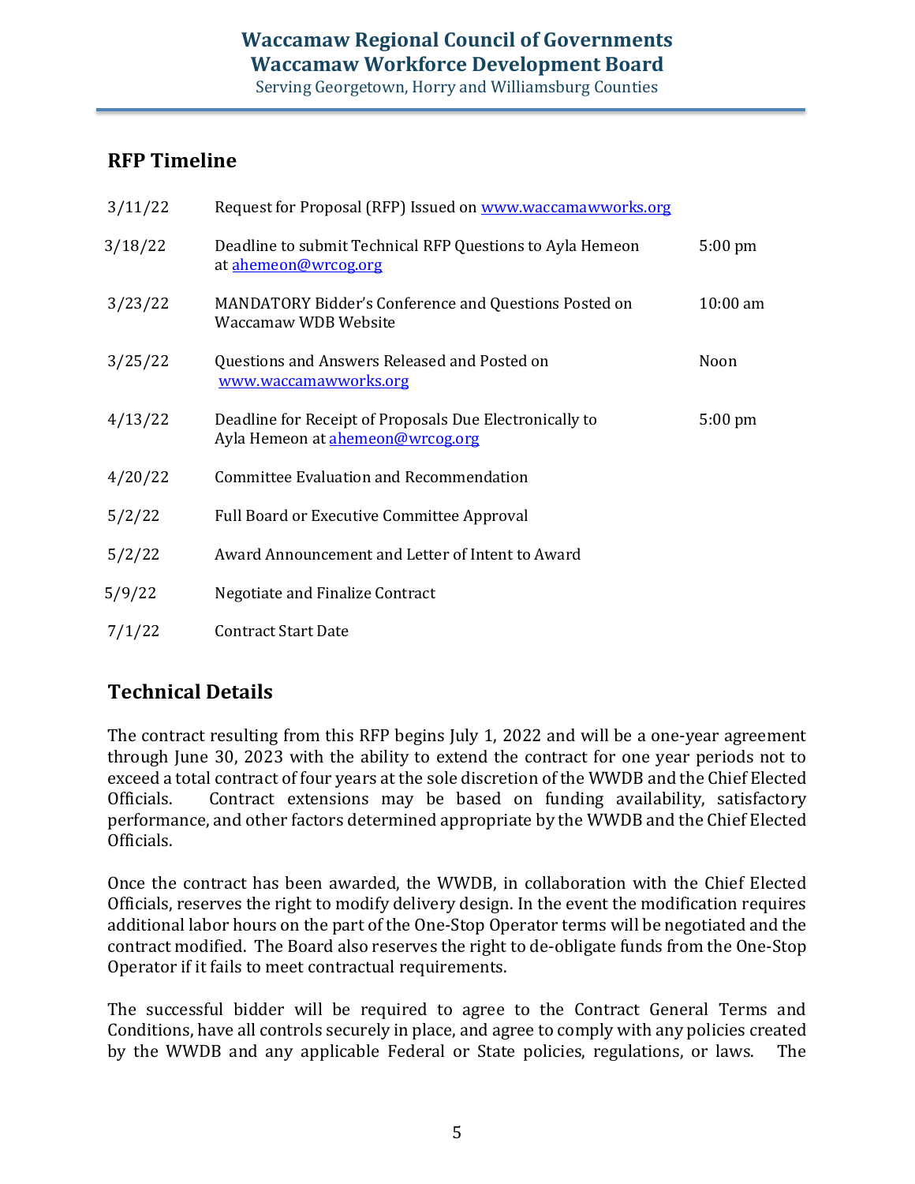## RFP Timeline

| | | |
|---|---|---|
| 3/11/22 | Request for Proposal (RFP) Issued on www.waccamawworks.org | |
| 3/18/22 | Deadline to submit Technical RFP Questions to Ayla Hemeon at ahemeon@wrcog.org | 5:00 pm |
| 3/23/22 | MANDATORY Bidder's Conference and Questions Posted on Waccamaw WDB Website | 10:00 am |
| 3/25/22 | Questions and Answers Released and Posted on www.waccamawworks.org | Noon |
| 4/13/22 | Deadline for Receipt of Proposals Due Electronically to Ayla Hemeon at ahemeon@wrcog.org | 5:00 pm |
| 4/20/22 | Committee Evaluation and Recommendation | |
| 5/2/22 | Full Board or Executive Committee Approval | |
| 5/2/22 | Award Announcement and Letter of Intent to Award | |
| 5/9/22 | Negotiate and Finalize Contract | |
| 7/1/22 | Contract Start Date | |

## Technical Details

The contract resulting from this RFP begins July 1, 2022 and will be a one-year agreement through June 30, 2023 with the ability to extend the contract for one year periods not to exceed a total contract of four years at the sole discretion of the WWDB and the Chief Elected Officials. Contract extensions may be based on funding availability, satisfactory performance, and other factors determined appropriate by the WWDB and the Chief Elected Officials.

Once the contract has been awarded, the WWDB, in collaboration with the Chief Elected Officials, reserves the right to modify delivery design. In the event the modification requires additional labor hours on the part of the One-Stop Operator terms will be negotiated and the contract modified. The Board also reserves the right to de-obligate funds from the One-Stop Operator if it fails to meet contractual requirements.

The successful bidder will be required to agree to the Contract General Terms and Conditions, have all controls securely in place, and agree to comply with any policies created by the WWDB and any applicable Federal or State policies, regulations, or laws. The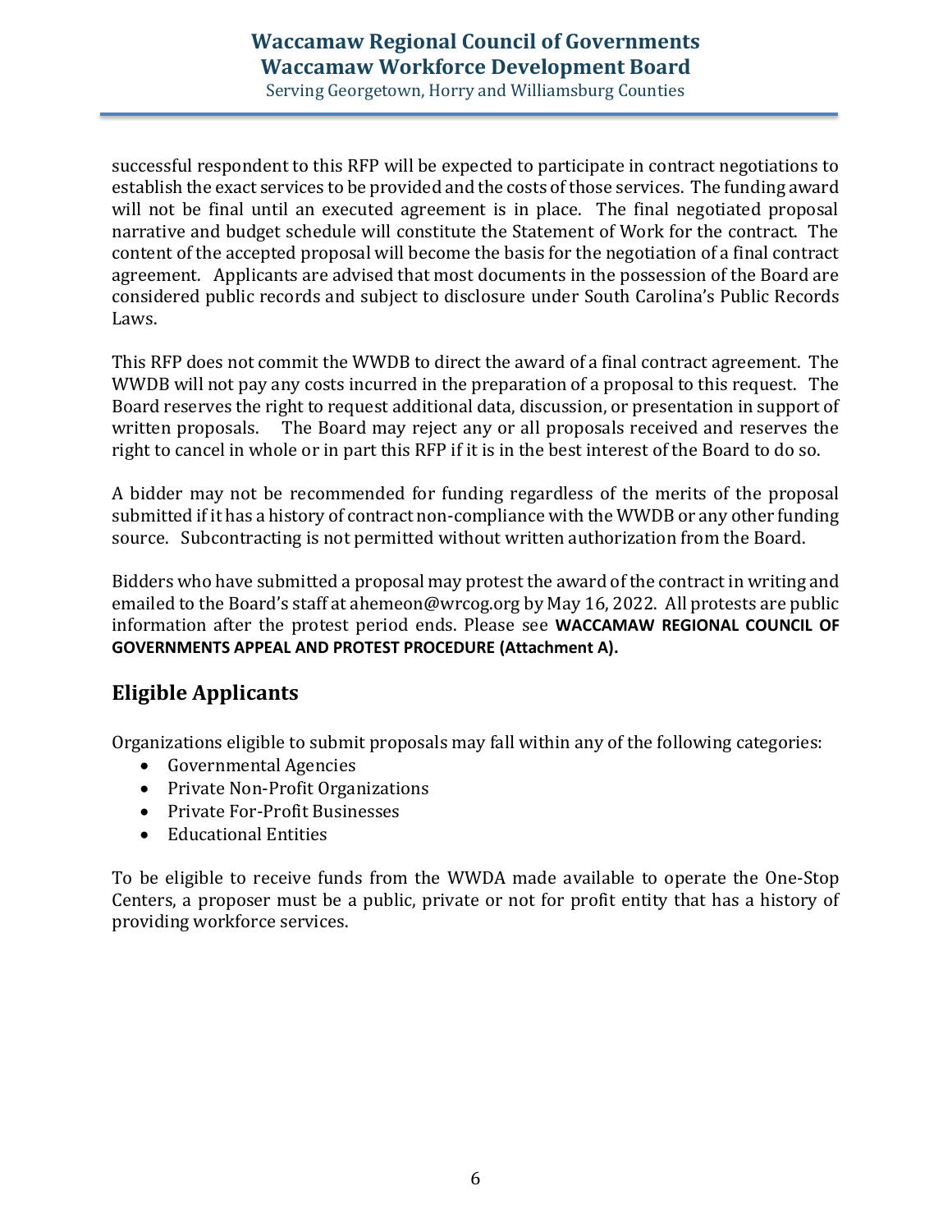successful respondent to this RFP will be expected to participate in contract negotiations to establish the exact services to be provided and the costs of those services. The funding award will not be final until an executed agreement is in place. The final negotiated proposal narrative and budget schedule will constitute the Statement of Work for the contract. The content of the accepted proposal will become the basis for the negotiation of a final contract agreement. Applicants are advised that most documents in the possession of the Board are considered public records and subject to disclosure under South Carolina's Public Records Laws.

This RFP does not commit the WWDB to direct the award of a final contract agreement. The WWDB will not pay any costs incurred in the preparation of a proposal to this request. The Board reserves the right to request additional data, discussion, or presentation in support of written proposals. The Board may reject any or all proposals received and reserves the right to cancel in whole or in part this RFP if it is in the best interest of the Board to do so.

A bidder may not be recommended for funding regardless of the merits of the proposal submitted if it has a history of contract non-compliance with the WWDB or any other funding source. Subcontracting is not permitted without written authorization from the Board.

Bidders who have submitted a proposal may protest the award of the contract in writing and emailed to the Board's staff at ahemeon@wrcog.org by May 16, 2022. All protests are public information after the protest period ends. Please see **WACCAMAW REGIONAL COUNCIL OF GOVERNMENTS APPEAL AND PROTEST PROCEDURE (Attachment A).**

## Eligible Applicants

Organizations eligible to submit proposals may fall within any of the following categories:

- Governmental Agencies
- Private Non-Profit Organizations
- Private For-Profit Businesses
- Educational Entities

To be eligible to receive funds from the WWDA made available to operate the One-Stop Centers, a proposer must be a public, private or not for profit entity that has a history of providing workforce services.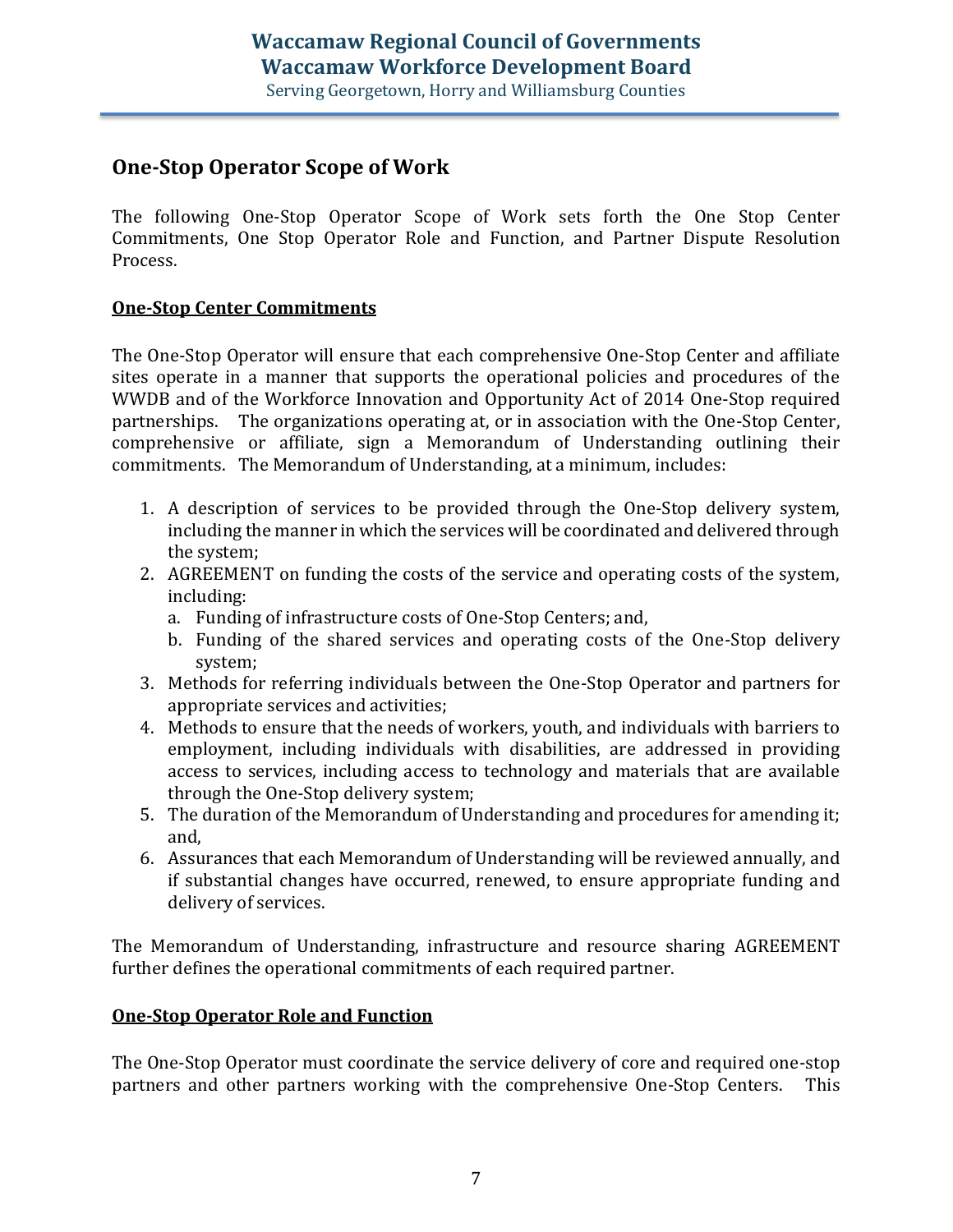## One-Stop Operator Scope of Work

The following One-Stop Operator Scope of Work sets forth the One Stop Center Commitments, One Stop Operator Role and Function, and Partner Dispute Resolution Process.

### One-Stop Center Commitments

The One-Stop Operator will ensure that each comprehensive One-Stop Center and affiliate sites operate in a manner that supports the operational policies and procedures of the WWDB and of the Workforce Innovation and Opportunity Act of 2014 One-Stop required partnerships. The organizations operating at, or in association with the One-Stop Center, comprehensive or affiliate, sign a Memorandum of Understanding outlining their commitments. The Memorandum of Understanding, at a minimum, includes:

1. A description of services to be provided through the One-Stop delivery system, including the manner in which the services will be coordinated and delivered through the system;
2. AGREEMENT on funding the costs of the service and operating costs of the system, including:
   a. Funding of infrastructure costs of One-Stop Centers; and,
   b. Funding of the shared services and operating costs of the One-Stop delivery system;
3. Methods for referring individuals between the One-Stop Operator and partners for appropriate services and activities;
4. Methods to ensure that the needs of workers, youth, and individuals with barriers to employment, including individuals with disabilities, are addressed in providing access to services, including access to technology and materials that are available through the One-Stop delivery system;
5. The duration of the Memorandum of Understanding and procedures for amending it; and,
6. Assurances that each Memorandum of Understanding will be reviewed annually, and if substantial changes have occurred, renewed, to ensure appropriate funding and delivery of services.

The Memorandum of Understanding, infrastructure and resource sharing AGREEMENT further defines the operational commitments of each required partner.

### One-Stop Operator Role and Function

The One-Stop Operator must coordinate the service delivery of core and required one-stop partners and other partners working with the comprehensive One-Stop Centers. This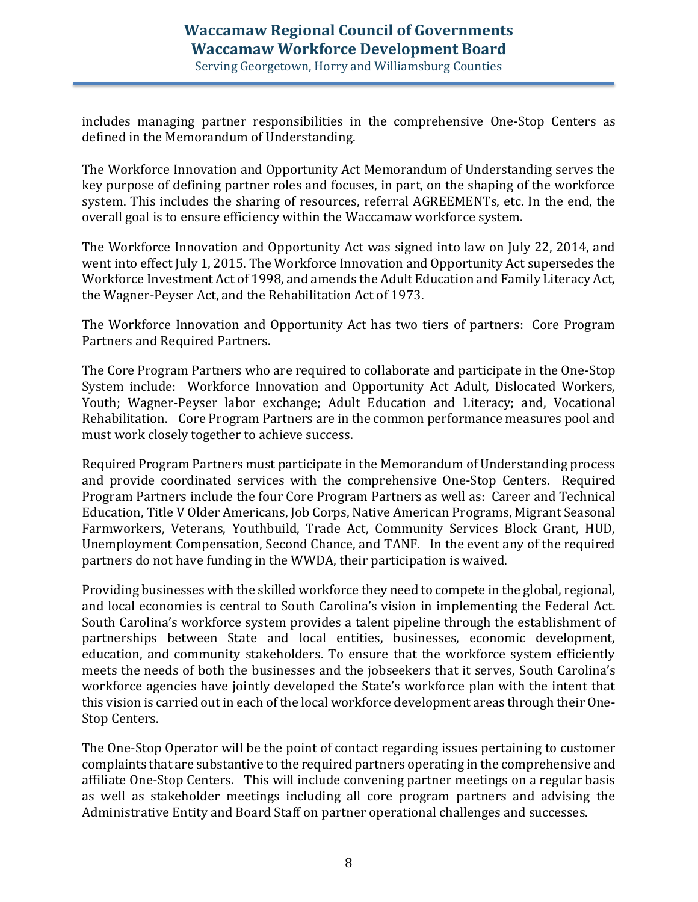includes managing partner responsibilities in the comprehensive One-Stop Centers as defined in the Memorandum of Understanding.

The Workforce Innovation and Opportunity Act Memorandum of Understanding serves the key purpose of defining partner roles and focuses, in part, on the shaping of the workforce system. This includes the sharing of resources, referral AGREEMENTs, etc. In the end, the overall goal is to ensure efficiency within the Waccamaw workforce system.

The Workforce Innovation and Opportunity Act was signed into law on July 22, 2014, and went into effect July 1, 2015. The Workforce Innovation and Opportunity Act supersedes the Workforce Investment Act of 1998, and amends the Adult Education and Family Literacy Act, the Wagner-Peyser Act, and the Rehabilitation Act of 1973.

The Workforce Innovation and Opportunity Act has two tiers of partners: Core Program Partners and Required Partners.

The Core Program Partners who are required to collaborate and participate in the One-Stop System include: Workforce Innovation and Opportunity Act Adult, Dislocated Workers, Youth; Wagner-Peyser labor exchange; Adult Education and Literacy; and, Vocational Rehabilitation. Core Program Partners are in the common performance measures pool and must work closely together to achieve success.

Required Program Partners must participate in the Memorandum of Understanding process and provide coordinated services with the comprehensive One-Stop Centers. Required Program Partners include the four Core Program Partners as well as: Career and Technical Education, Title V Older Americans, Job Corps, Native American Programs, Migrant Seasonal Farmworkers, Veterans, Youthbuild, Trade Act, Community Services Block Grant, HUD, Unemployment Compensation, Second Chance, and TANF. In the event any of the required partners do not have funding in the WWDA, their participation is waived.

Providing businesses with the skilled workforce they need to compete in the global, regional, and local economies is central to South Carolina's vision in implementing the Federal Act. South Carolina's workforce system provides a talent pipeline through the establishment of partnerships between State and local entities, businesses, economic development, education, and community stakeholders. To ensure that the workforce system efficiently meets the needs of both the businesses and the jobseekers that it serves, South Carolina's workforce agencies have jointly developed the State's workforce plan with the intent that this vision is carried out in each of the local workforce development areas through their One-Stop Centers.

The One-Stop Operator will be the point of contact regarding issues pertaining to customer complaints that are substantive to the required partners operating in the comprehensive and affiliate One-Stop Centers. This will include convening partner meetings on a regular basis as well as stakeholder meetings including all core program partners and advising the Administrative Entity and Board Staff on partner operational challenges and successes.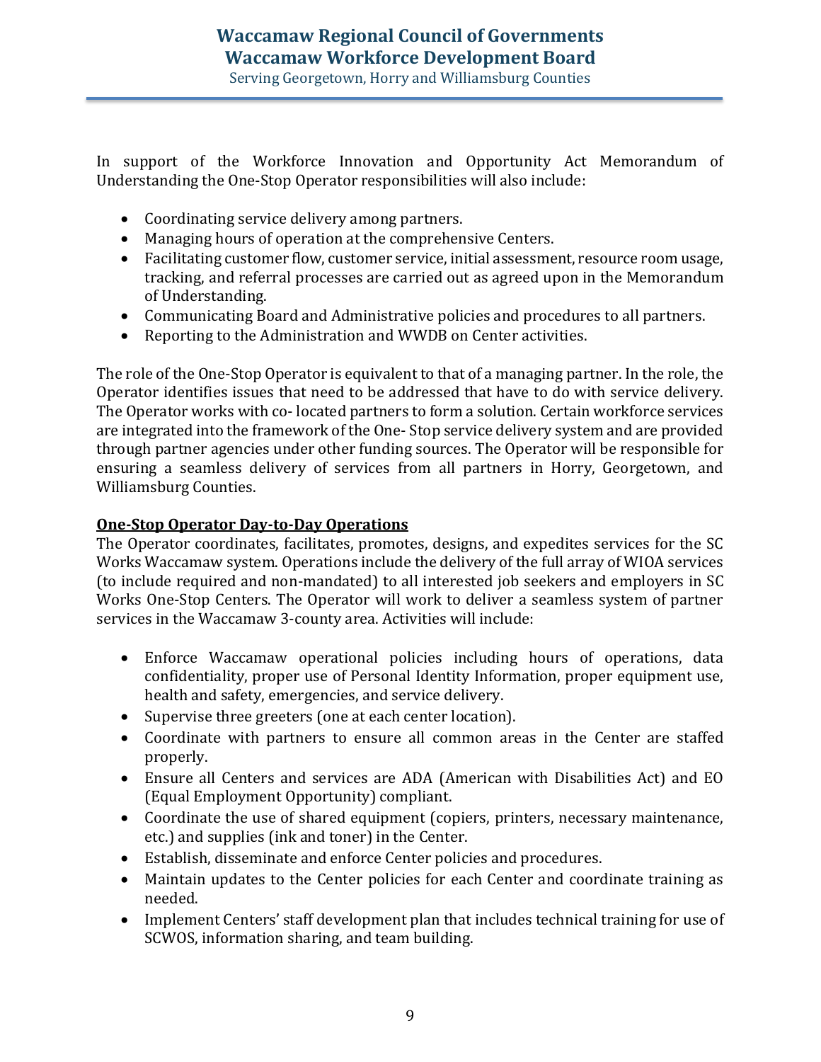In support of the Workforce Innovation and Opportunity Act Memorandum of Understanding the One-Stop Operator responsibilities will also include:

- Coordinating service delivery among partners.
- Managing hours of operation at the comprehensive Centers.
- Facilitating customer flow, customer service, initial assessment, resource room usage, tracking, and referral processes are carried out as agreed upon in the Memorandum of Understanding.
- Communicating Board and Administrative policies and procedures to all partners.
- Reporting to the Administration and WWDB on Center activities.

The role of the One-Stop Operator is equivalent to that of a managing partner. In the role, the Operator identifies issues that need to be addressed that have to do with service delivery. The Operator works with co- located partners to form a solution. Certain workforce services are integrated into the framework of the One- Stop service delivery system and are provided through partner agencies under other funding sources. The Operator will be responsible for ensuring a seamless delivery of services from all partners in Horry, Georgetown, and Williamsburg Counties.

**One-Stop Operator Day-to-Day Operations**

The Operator coordinates, facilitates, promotes, designs, and expedites services for the SC Works Waccamaw system. Operations include the delivery of the full array of WIOA services (to include required and non-mandated) to all interested job seekers and employers in SC Works One-Stop Centers. The Operator will work to deliver a seamless system of partner services in the Waccamaw 3-county area. Activities will include:

- Enforce Waccamaw operational policies including hours of operations, data confidentiality, proper use of Personal Identity Information, proper equipment use, health and safety, emergencies, and service delivery.
- Supervise three greeters (one at each center location).
- Coordinate with partners to ensure all common areas in the Center are staffed properly.
- Ensure all Centers and services are ADA (American with Disabilities Act) and EO (Equal Employment Opportunity) compliant.
- Coordinate the use of shared equipment (copiers, printers, necessary maintenance, etc.) and supplies (ink and toner) in the Center.
- Establish, disseminate and enforce Center policies and procedures.
- Maintain updates to the Center policies for each Center and coordinate training as needed.
- Implement Centers' staff development plan that includes technical training for use of SCWOS, information sharing, and team building.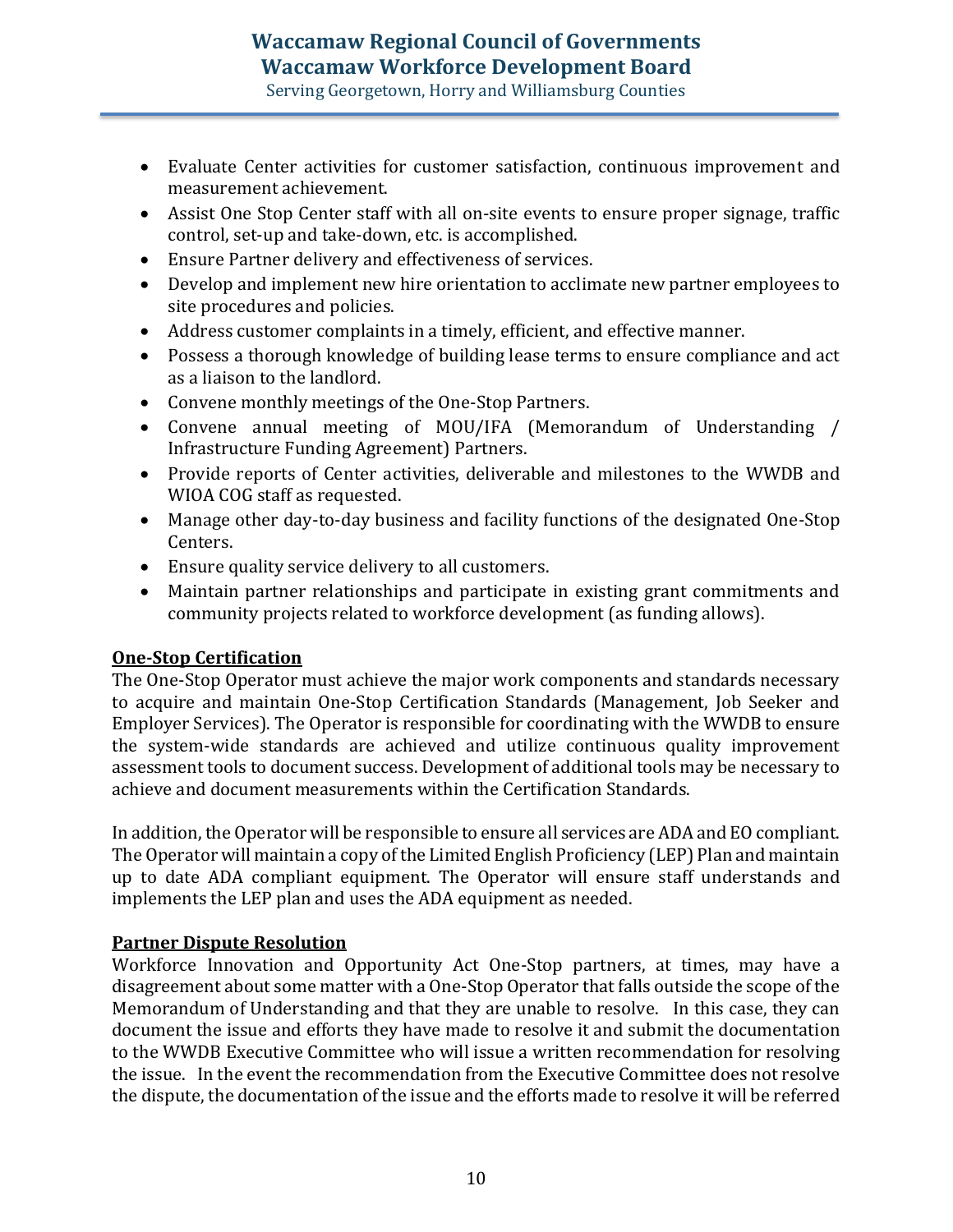- Evaluate Center activities for customer satisfaction, continuous improvement and measurement achievement.
- Assist One Stop Center staff with all on-site events to ensure proper signage, traffic control, set-up and take-down, etc. is accomplished.
- Ensure Partner delivery and effectiveness of services.
- Develop and implement new hire orientation to acclimate new partner employees to site procedures and policies.
- Address customer complaints in a timely, efficient, and effective manner.
- Possess a thorough knowledge of building lease terms to ensure compliance and act as a liaison to the landlord.
- Convene monthly meetings of the One-Stop Partners.
- Convene annual meeting of MOU/IFA (Memorandum of Understanding / Infrastructure Funding Agreement) Partners.
- Provide reports of Center activities, deliverable and milestones to the WWDB and WIOA COG staff as requested.
- Manage other day-to-day business and facility functions of the designated One-Stop Centers.
- Ensure quality service delivery to all customers.
- Maintain partner relationships and participate in existing grant commitments and community projects related to workforce development (as funding allows).

**One-Stop Certification**

The One-Stop Operator must achieve the major work components and standards necessary to acquire and maintain One-Stop Certification Standards (Management, Job Seeker and Employer Services). The Operator is responsible for coordinating with the WWDB to ensure the system-wide standards are achieved and utilize continuous quality improvement assessment tools to document success. Development of additional tools may be necessary to achieve and document measurements within the Certification Standards.

In addition, the Operator will be responsible to ensure all services are ADA and EO compliant. The Operator will maintain a copy of the Limited English Proficiency (LEP) Plan and maintain up to date ADA compliant equipment. The Operator will ensure staff understands and implements the LEP plan and uses the ADA equipment as needed.

**Partner Dispute Resolution**

Workforce Innovation and Opportunity Act One-Stop partners, at times, may have a disagreement about some matter with a One-Stop Operator that falls outside the scope of the Memorandum of Understanding and that they are unable to resolve. In this case, they can document the issue and efforts they have made to resolve it and submit the documentation to the WWDB Executive Committee who will issue a written recommendation for resolving the issue. In the event the recommendation from the Executive Committee does not resolve the dispute, the documentation of the issue and the efforts made to resolve it will be referred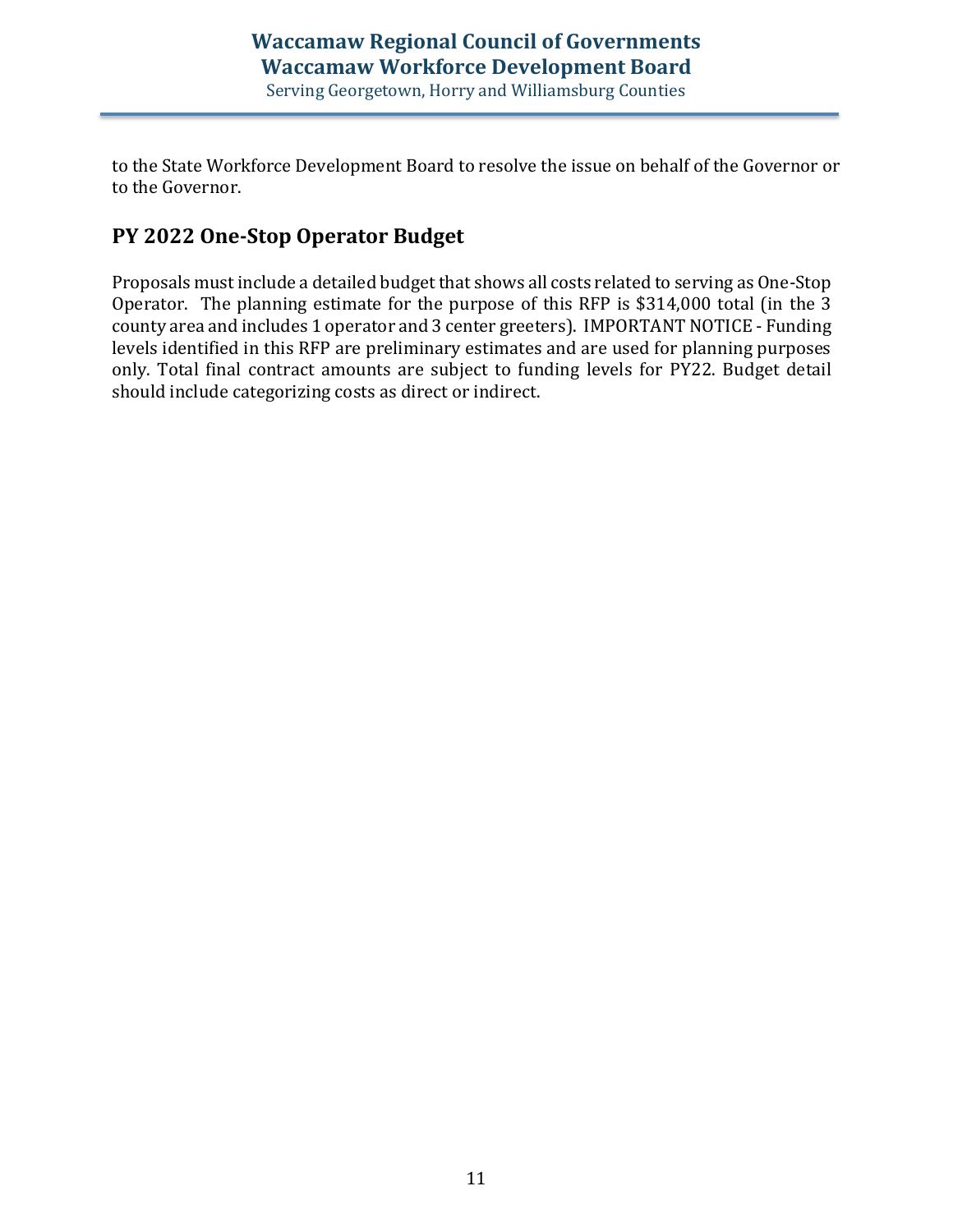to the State Workforce Development Board to resolve the issue on behalf of the Governor or to the Governor.

## PY 2022 One-Stop Operator Budget

Proposals must include a detailed budget that shows all costs related to serving as One-Stop Operator. The planning estimate for the purpose of this RFP is $314,000 total (in the 3 county area and includes 1 operator and 3 center greeters). IMPORTANT NOTICE - Funding levels identified in this RFP are preliminary estimates and are used for planning purposes only. Total final contract amounts are subject to funding levels for PY22. Budget detail should include categorizing costs as direct or indirect.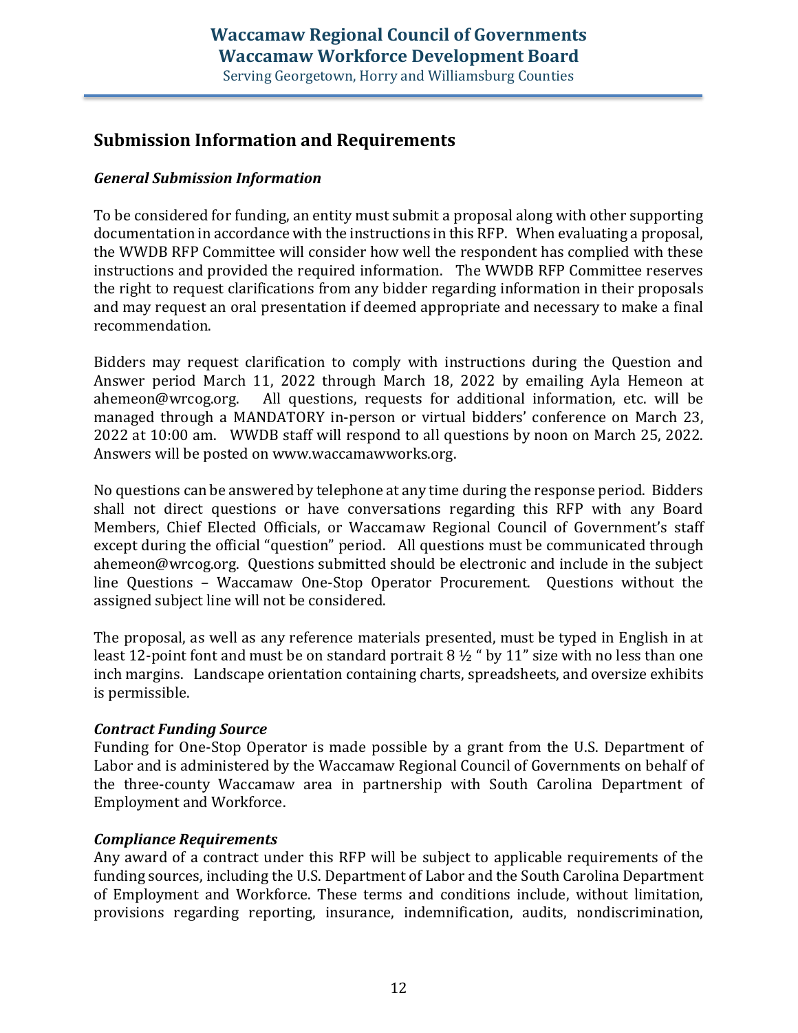## Submission Information and Requirements

### *General Submission Information*

To be considered for funding, an entity must submit a proposal along with other supporting documentation in accordance with the instructions in this RFP. When evaluating a proposal, the WWDB RFP Committee will consider how well the respondent has complied with these instructions and provided the required information. The WWDB RFP Committee reserves the right to request clarifications from any bidder regarding information in their proposals and may request an oral presentation if deemed appropriate and necessary to make a final recommendation.

Bidders may request clarification to comply with instructions during the Question and Answer period March 11, 2022 through March 18, 2022 by emailing Ayla Hemeon at ahemeon@wrcog.org. All questions, requests for additional information, etc. will be managed through a MANDATORY in-person or virtual bidders' conference on March 23, 2022 at 10:00 am. WWDB staff will respond to all questions by noon on March 25, 2022. Answers will be posted on www.waccamawworks.org.

No questions can be answered by telephone at any time during the response period. Bidders shall not direct questions or have conversations regarding this RFP with any Board Members, Chief Elected Officials, or Waccamaw Regional Council of Government's staff except during the official "question" period. All questions must be communicated through ahemeon@wrcog.org. Questions submitted should be electronic and include in the subject line Questions – Waccamaw One-Stop Operator Procurement. Questions without the assigned subject line will not be considered.

The proposal, as well as any reference materials presented, must be typed in English in at least 12-point font and must be on standard portrait 8 ½ " by 11" size with no less than one inch margins. Landscape orientation containing charts, spreadsheets, and oversize exhibits is permissible.

### *Contract Funding Source*

Funding for One-Stop Operator is made possible by a grant from the U.S. Department of Labor and is administered by the Waccamaw Regional Council of Governments on behalf of the three-county Waccamaw area in partnership with South Carolina Department of Employment and Workforce.

### *Compliance Requirements*

Any award of a contract under this RFP will be subject to applicable requirements of the funding sources, including the U.S. Department of Labor and the South Carolina Department of Employment and Workforce. These terms and conditions include, without limitation, provisions regarding reporting, insurance, indemnification, audits, nondiscrimination,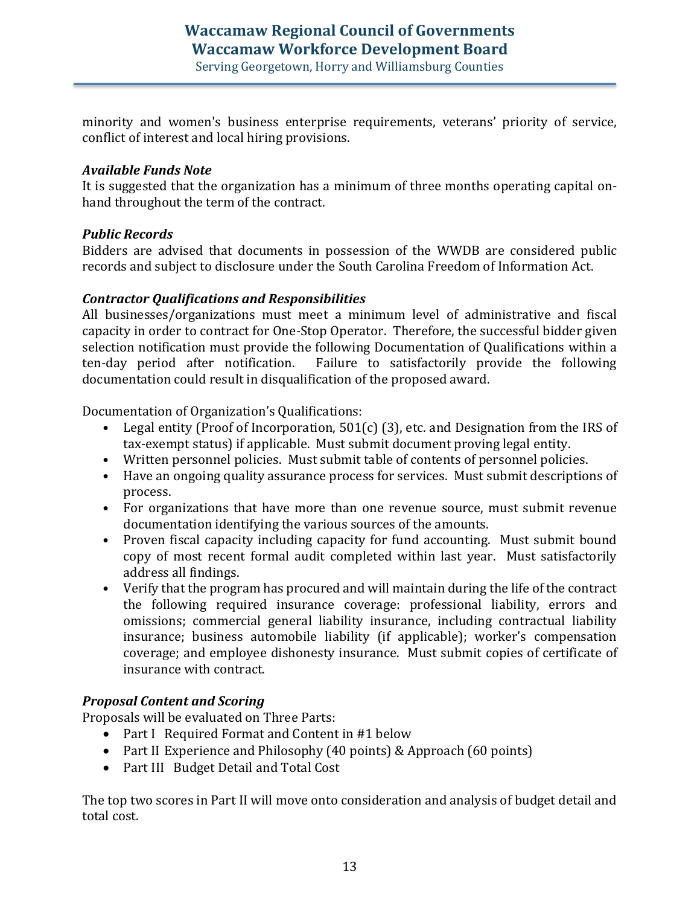minority and women's business enterprise requirements, veterans' priority of service, conflict of interest and local hiring provisions.

***Available Funds Note***

It is suggested that the organization has a minimum of three months operating capital on-hand throughout the term of the contract.

***Public Records***

Bidders are advised that documents in possession of the WWDB are considered public records and subject to disclosure under the South Carolina Freedom of Information Act.

***Contractor Qualifications and Responsibilities***

All businesses/organizations must meet a minimum level of administrative and fiscal capacity in order to contract for One-Stop Operator. Therefore, the successful bidder given selection notification must provide the following Documentation of Qualifications within a ten-day period after notification. Failure to satisfactorily provide the following documentation could result in disqualification of the proposed award.

Documentation of Organization's Qualifications:

- Legal entity (Proof of Incorporation, 501(c) (3), etc. and Designation from the IRS of tax-exempt status) if applicable. Must submit document proving legal entity.
- Written personnel policies. Must submit table of contents of personnel policies.
- Have an ongoing quality assurance process for services. Must submit descriptions of process.
- For organizations that have more than one revenue source, must submit revenue documentation identifying the various sources of the amounts.
- Proven fiscal capacity including capacity for fund accounting. Must submit bound copy of most recent formal audit completed within last year. Must satisfactorily address all findings.
- Verify that the program has procured and will maintain during the life of the contract the following required insurance coverage: professional liability, errors and omissions; commercial general liability insurance, including contractual liability insurance; business automobile liability (if applicable); worker's compensation coverage; and employee dishonesty insurance. Must submit copies of certificate of insurance with contract.

***Proposal Content and Scoring***

Proposals will be evaluated on Three Parts:

- Part I Required Format and Content in #1 below
- Part II Experience and Philosophy (40 points) & Approach (60 points)
- Part III Budget Detail and Total Cost

The top two scores in Part II will move onto consideration and analysis of budget detail and total cost.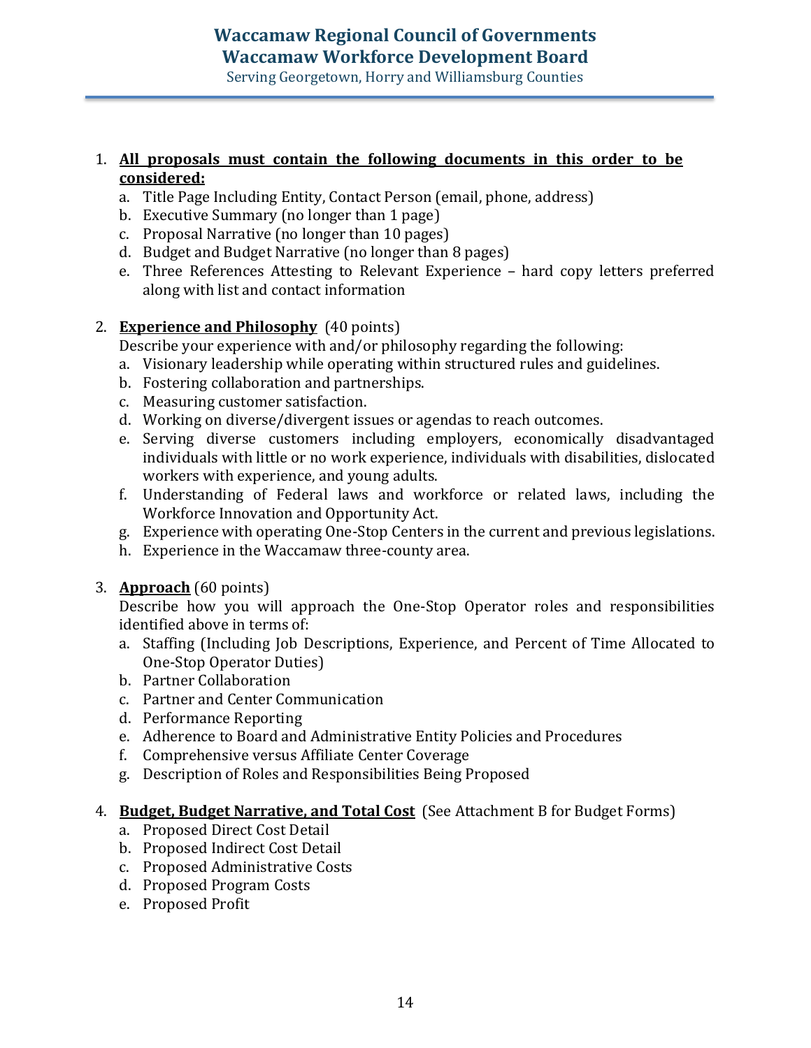1. **<u>All proposals must contain the following documents in this order to be considered:</u>**
   a. Title Page Including Entity, Contact Person (email, phone, address)
   b. Executive Summary (no longer than 1 page)
   c. Proposal Narrative (no longer than 10 pages)
   d. Budget and Budget Narrative (no longer than 8 pages)
   e. Three References Attesting to Relevant Experience – hard copy letters preferred along with list and contact information

2. **<u>Experience and Philosophy</u>** (40 points)
   Describe your experience with and/or philosophy regarding the following:
   a. Visionary leadership while operating within structured rules and guidelines.
   b. Fostering collaboration and partnerships.
   c. Measuring customer satisfaction.
   d. Working on diverse/divergent issues or agendas to reach outcomes.
   e. Serving diverse customers including employers, economically disadvantaged individuals with little or no work experience, individuals with disabilities, dislocated workers with experience, and young adults.
   f. Understanding of Federal laws and workforce or related laws, including the Workforce Innovation and Opportunity Act.
   g. Experience with operating One-Stop Centers in the current and previous legislations.
   h. Experience in the Waccamaw three-county area.

3. **<u>Approach</u>** (60 points)
   Describe how you will approach the One-Stop Operator roles and responsibilities identified above in terms of:
   a. Staffing (Including Job Descriptions, Experience, and Percent of Time Allocated to One-Stop Operator Duties)
   b. Partner Collaboration
   c. Partner and Center Communication
   d. Performance Reporting
   e. Adherence to Board and Administrative Entity Policies and Procedures
   f. Comprehensive versus Affiliate Center Coverage
   g. Description of Roles and Responsibilities Being Proposed

4. **<u>Budget, Budget Narrative, and Total Cost</u>** (See Attachment B for Budget Forms)
   a. Proposed Direct Cost Detail
   b. Proposed Indirect Cost Detail
   c. Proposed Administrative Costs
   d. Proposed Program Costs
   e. Proposed Profit